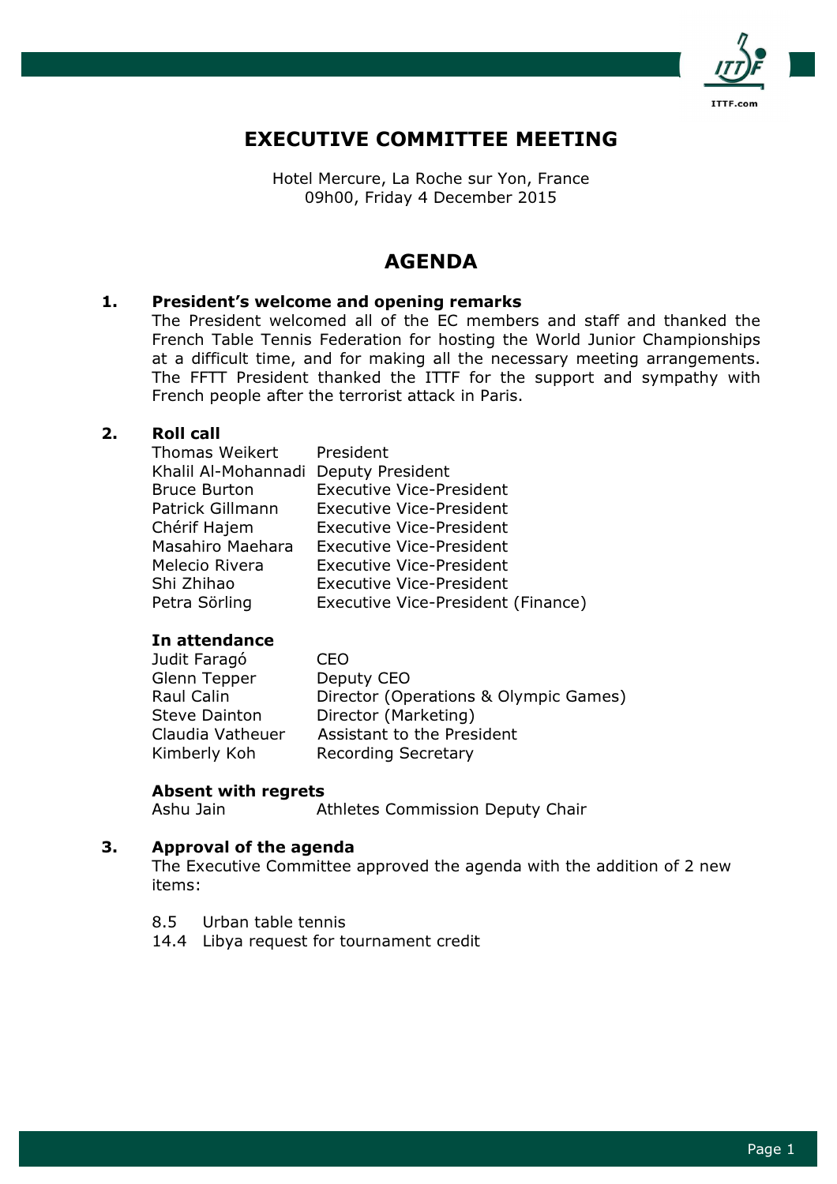# EXECUTIVE COMMITTEE MEETING

Hotel Mercure, La Roche sur Yon, France
09h00, Friday 4 December 2015

## AGENDA

### 1. President's welcome and opening remarks

The President welcomed all of the EC members and staff and thanked the French Table Tennis Federation for hosting the World Junior Championships at a difficult time, and for making all the necessary meeting arrangements. The FFTT President thanked the ITTF for the support and sympathy with French people after the terrorist attack in Paris.

### 2. Roll call

| | |
|---|---|
| Thomas Weikert | President |
| Khalil Al-Mohannadi | Deputy President |
| Bruce Burton | Executive Vice-President |
| Patrick Gillmann | Executive Vice-President |
| Chérif Hajem | Executive Vice-President |
| Masahiro Maehara | Executive Vice-President |
| Melecio Rivera | Executive Vice-President |
| Shi Zhihao | Executive Vice-President |
| Petra Sörling | Executive Vice-President (Finance) |

**In attendance**

| | |
|---|---|
| Judit Faragó | CEO |
| Glenn Tepper | Deputy CEO |
| Raul Calin | Director (Operations & Olympic Games) |
| Steve Dainton | Director (Marketing) |
| Claudia Vatheuer | Assistant to the President |
| Kimberly Koh | Recording Secretary |

**Absent with regrets**

| | |
|---|---|
| Ashu Jain | Athletes Commission Deputy Chair |

### 3. Approval of the agenda

The Executive Committee approved the agenda with the addition of 2 new items:

8.5 Urban table tennis
14.4 Libya request for tournament credit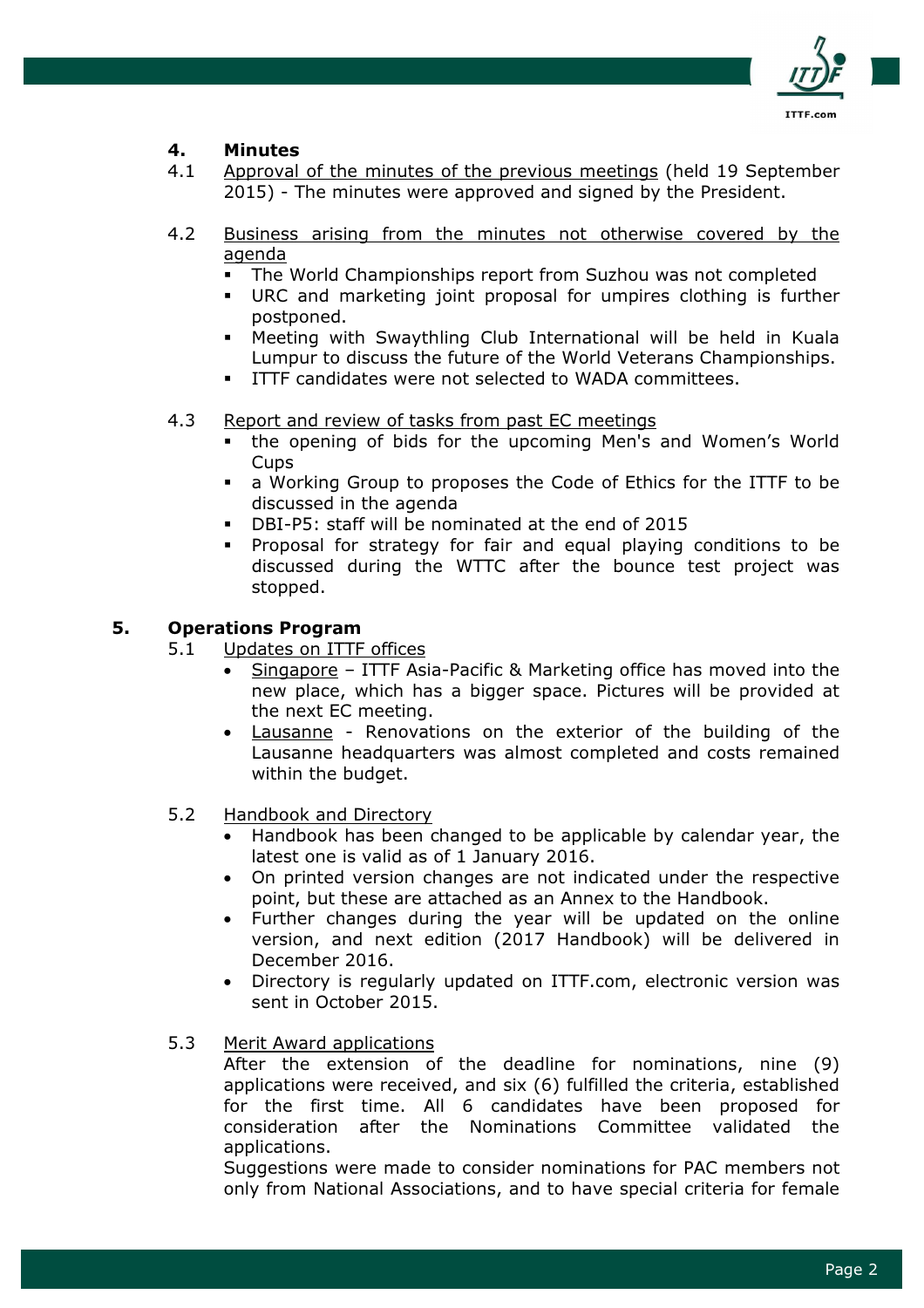## 4. Minutes

4.1 Approval of the minutes of the previous meetings (held 19 September 2015) - The minutes were approved and signed by the President.

4.2 Business arising from the minutes not otherwise covered by the agenda

- The World Championships report from Suzhou was not completed
- URC and marketing joint proposal for umpires clothing is further postponed.
- Meeting with Swaythling Club International will be held in Kuala Lumpur to discuss the future of the World Veterans Championships.
- ITTF candidates were not selected to WADA committees.

4.3 Report and review of tasks from past EC meetings

- the opening of bids for the upcoming Men's and Women's World Cups
- a Working Group to proposes the Code of Ethics for the ITTF to be discussed in the agenda
- DBI-P5: staff will be nominated at the end of 2015
- Proposal for strategy for fair and equal playing conditions to be discussed during the WTTC after the bounce test project was stopped.

## 5. Operations Program

5.1 Updates on ITTF offices

- Singapore – ITTF Asia-Pacific & Marketing office has moved into the new place, which has a bigger space. Pictures will be provided at the next EC meeting.
- Lausanne - Renovations on the exterior of the building of the Lausanne headquarters was almost completed and costs remained within the budget.

5.2 Handbook and Directory

- Handbook has been changed to be applicable by calendar year, the latest one is valid as of 1 January 2016.
- On printed version changes are not indicated under the respective point, but these are attached as an Annex to the Handbook.
- Further changes during the year will be updated on the online version, and next edition (2017 Handbook) will be delivered in December 2016.
- Directory is regularly updated on ITTF.com, electronic version was sent in October 2015.

5.3 Merit Award applications

After the extension of the deadline for nominations, nine (9) applications were received, and six (6) fulfilled the criteria, established for the first time. All 6 candidates have been proposed for consideration after the Nominations Committee validated the applications.

Suggestions were made to consider nominations for PAC members not only from National Associations, and to have special criteria for female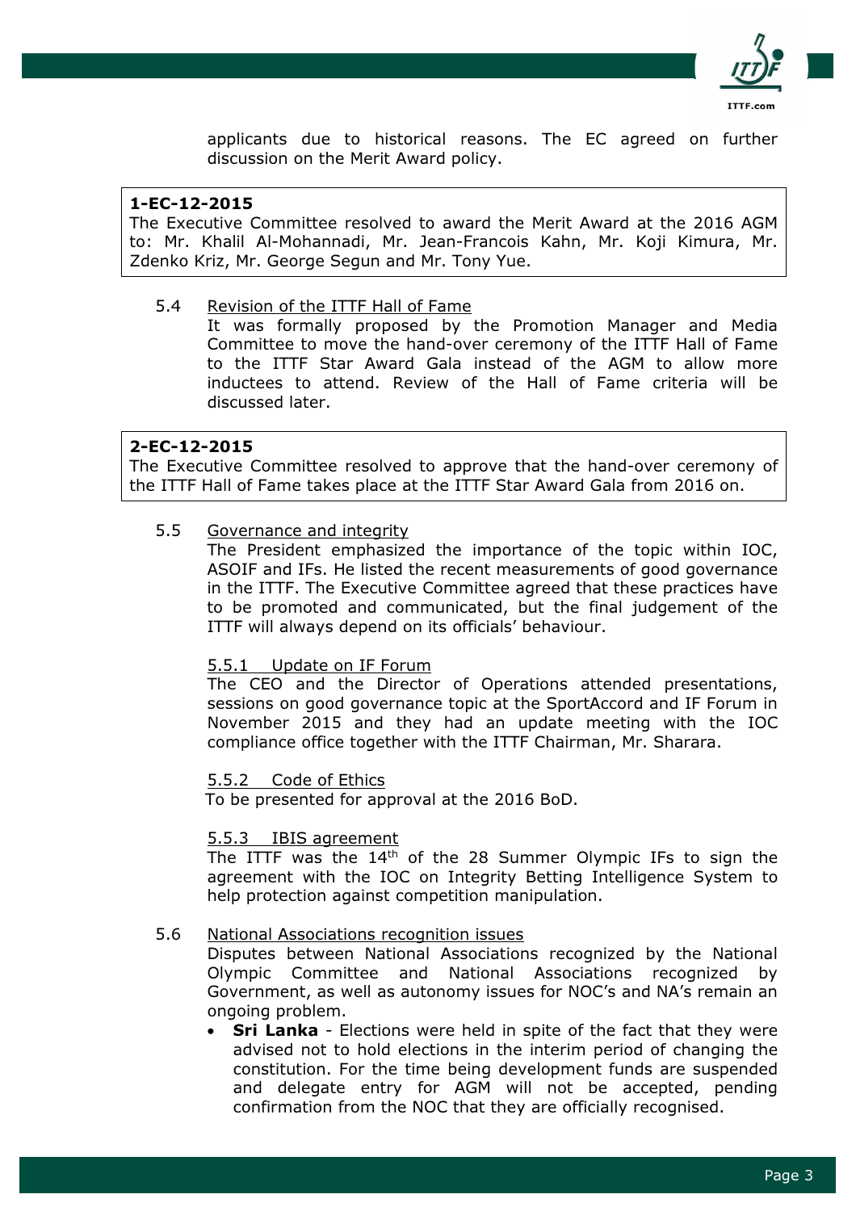applicants due to historical reasons. The EC agreed on further discussion on the Merit Award policy.

> **1-EC-12-2015**
> The Executive Committee resolved to award the Merit Award at the 2016 AGM to: Mr. Khalil Al-Mohannadi, Mr. Jean-Francois Kahn, Mr. Koji Kimura, Mr. Zdenko Kriz, Mr. George Segun and Mr. Tony Yue.

5.4 Revision of the ITTF Hall of Fame

It was formally proposed by the Promotion Manager and Media Committee to move the hand-over ceremony of the ITTF Hall of Fame to the ITTF Star Award Gala instead of the AGM to allow more inductees to attend. Review of the Hall of Fame criteria will be discussed later.

> **2-EC-12-2015**
> The Executive Committee resolved to approve that the hand-over ceremony of the ITTF Hall of Fame takes place at the ITTF Star Award Gala from 2016 on.

5.5 Governance and integrity

The President emphasized the importance of the topic within IOC, ASOIF and IFs. He listed the recent measurements of good governance in the ITTF. The Executive Committee agreed that these practices have to be promoted and communicated, but the final judgement of the ITTF will always depend on its officials' behaviour.

5.5.1 Update on IF Forum

The CEO and the Director of Operations attended presentations, sessions on good governance topic at the SportAccord and IF Forum in November 2015 and they had an update meeting with the IOC compliance office together with the ITTF Chairman, Mr. Sharara.

5.5.2 Code of Ethics

To be presented for approval at the 2016 BoD.

5.5.3 IBIS agreement

The ITTF was the 14th of the 28 Summer Olympic IFs to sign the agreement with the IOC on Integrity Betting Intelligence System to help protection against competition manipulation.

5.6 National Associations recognition issues

Disputes between National Associations recognized by the National Olympic Committee and National Associations recognized by Government, as well as autonomy issues for NOC's and NA's remain an ongoing problem.

- **Sri Lanka** - Elections were held in spite of the fact that they were advised not to hold elections in the interim period of changing the constitution. For the time being development funds are suspended and delegate entry for AGM will not be accepted, pending confirmation from the NOC that they are officially recognised.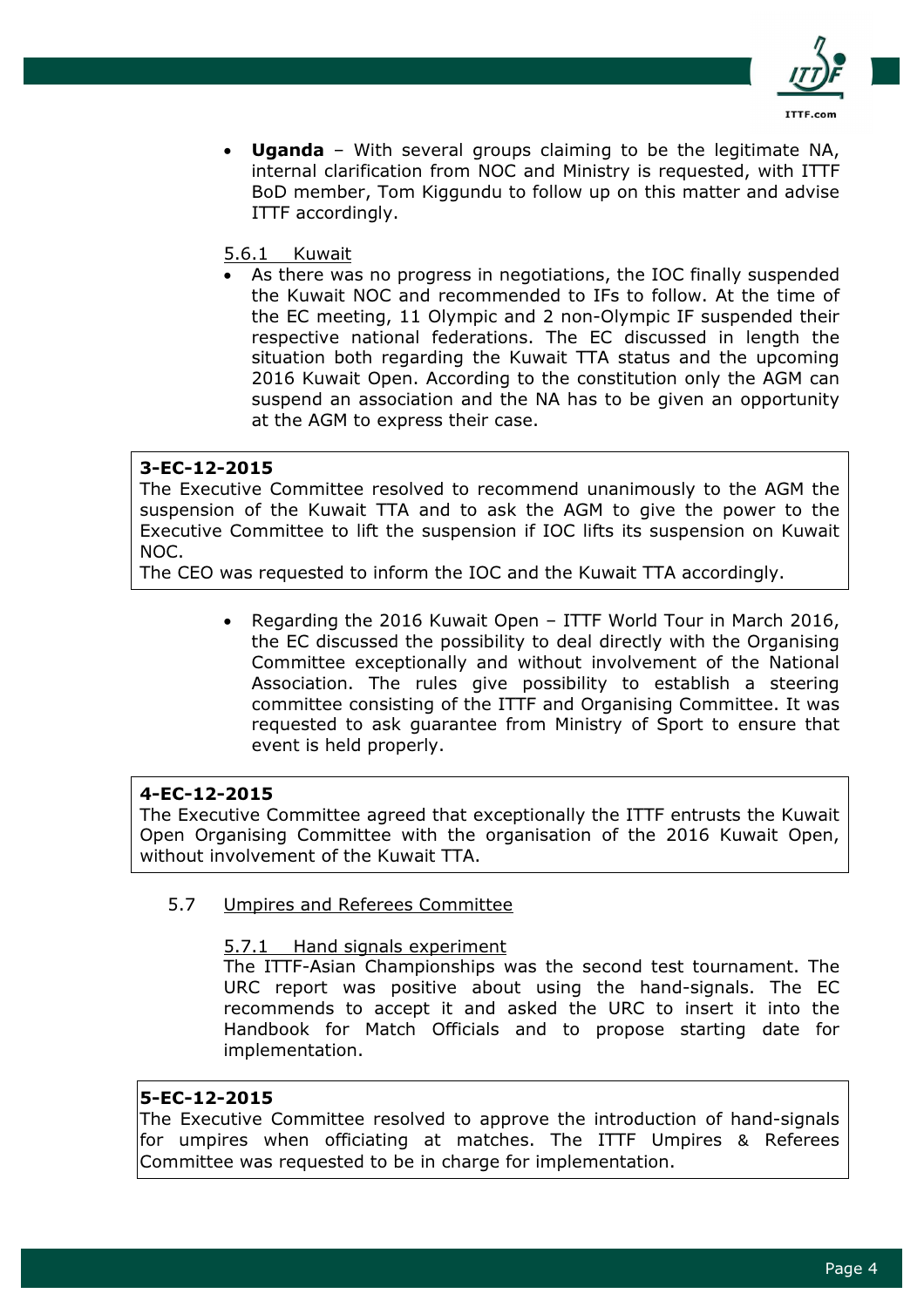- **Uganda** – With several groups claiming to be the legitimate NA, internal clarification from NOC and Ministry is requested, with ITTF BoD member, Tom Kiggundu to follow up on this matter and advise ITTF accordingly.

5.6.1 Kuwait

- As there was no progress in negotiations, the IOC finally suspended the Kuwait NOC and recommended to IFs to follow. At the time of the EC meeting, 11 Olympic and 2 non-Olympic IF suspended their respective national federations. The EC discussed in length the situation both regarding the Kuwait TTA status and the upcoming 2016 Kuwait Open. According to the constitution only the AGM can suspend an association and the NA has to be given an opportunity at the AGM to express their case.

**3-EC-12-2015**
The Executive Committee resolved to recommend unanimously to the AGM the suspension of the Kuwait TTA and to ask the AGM to give the power to the Executive Committee to lift the suspension if IOC lifts its suspension on Kuwait NOC.
The CEO was requested to inform the IOC and the Kuwait TTA accordingly.

- Regarding the 2016 Kuwait Open – ITTF World Tour in March 2016, the EC discussed the possibility to deal directly with the Organising Committee exceptionally and without involvement of the National Association. The rules give possibility to establish a steering committee consisting of the ITTF and Organising Committee. It was requested to ask guarantee from Ministry of Sport to ensure that event is held properly.

**4-EC-12-2015**
The Executive Committee agreed that exceptionally the ITTF entrusts the Kuwait Open Organising Committee with the organisation of the 2016 Kuwait Open, without involvement of the Kuwait TTA.

5.7 Umpires and Referees Committee

5.7.1 Hand signals experiment

The ITTF-Asian Championships was the second test tournament. The URC report was positive about using the hand-signals. The EC recommends to accept it and asked the URC to insert it into the Handbook for Match Officials and to propose starting date for implementation.

**5-EC-12-2015**
The Executive Committee resolved to approve the introduction of hand-signals for umpires when officiating at matches. The ITTF Umpires & Referees Committee was requested to be in charge for implementation.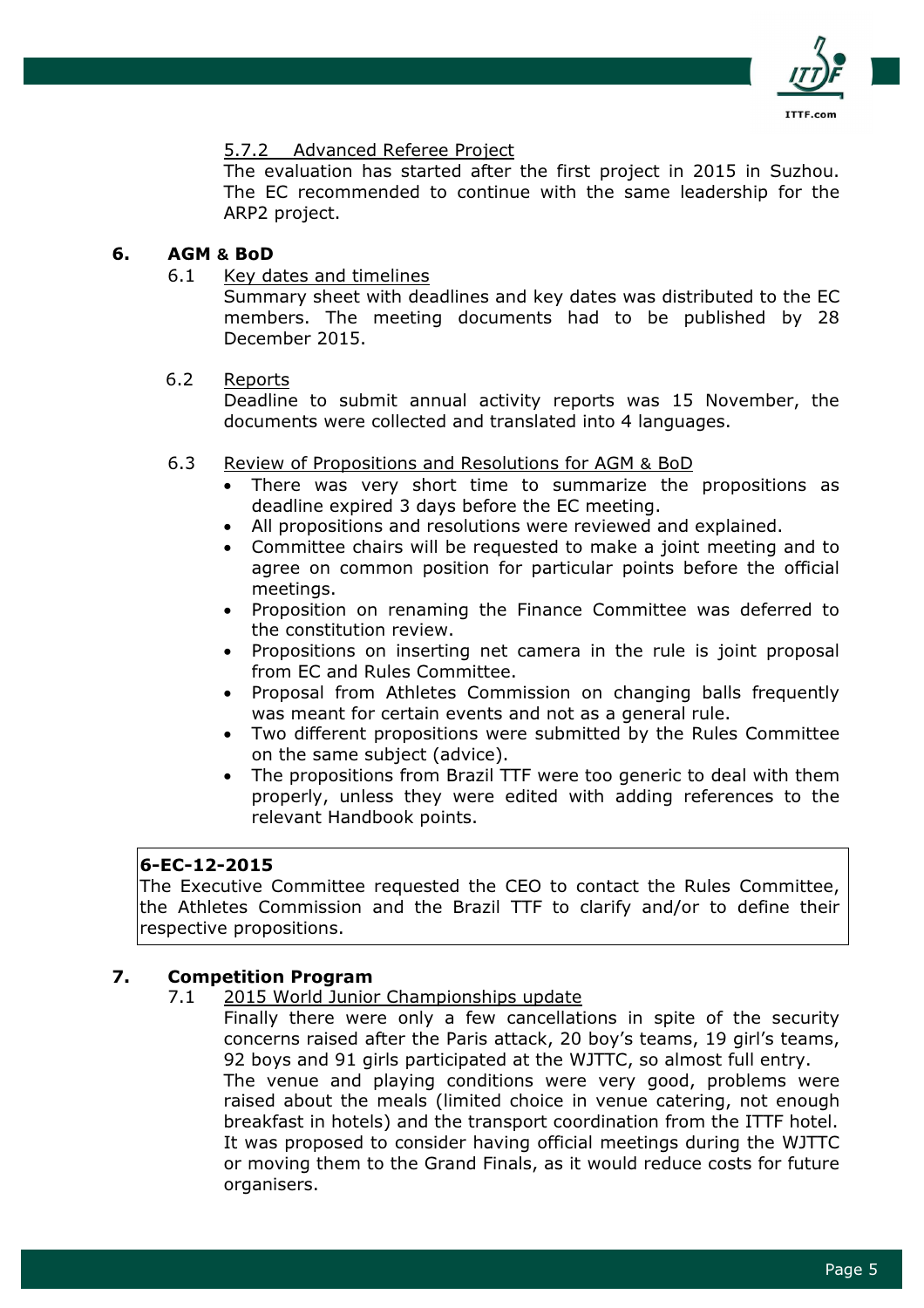5.7.2 Advanced Referee Project

The evaluation has started after the first project in 2015 in Suzhou. The EC recommended to continue with the same leadership for the ARP2 project.

## 6. AGM & BoD

6.1 Key dates and timelines

Summary sheet with deadlines and key dates was distributed to the EC members. The meeting documents had to be published by 28 December 2015.

6.2 Reports

Deadline to submit annual activity reports was 15 November, the documents were collected and translated into 4 languages.

6.3 Review of Propositions and Resolutions for AGM & BoD

- There was very short time to summarize the propositions as deadline expired 3 days before the EC meeting.
- All propositions and resolutions were reviewed and explained.
- Committee chairs will be requested to make a joint meeting and to agree on common position for particular points before the official meetings.
- Proposition on renaming the Finance Committee was deferred to the constitution review.
- Propositions on inserting net camera in the rule is joint proposal from EC and Rules Committee.
- Proposal from Athletes Commission on changing balls frequently was meant for certain events and not as a general rule.
- Two different propositions were submitted by the Rules Committee on the same subject (advice).
- The propositions from Brazil TTF were too generic to deal with them properly, unless they were edited with adding references to the relevant Handbook points.

**6-EC-12-2015**
The Executive Committee requested the CEO to contact the Rules Committee, the Athletes Commission and the Brazil TTF to clarify and/or to define their respective propositions.

## 7. Competition Program

7.1 2015 World Junior Championships update

Finally there were only a few cancellations in spite of the security concerns raised after the Paris attack, 20 boy's teams, 19 girl's teams, 92 boys and 91 girls participated at the WJTTC, so almost full entry.
The venue and playing conditions were very good, problems were raised about the meals (limited choice in venue catering, not enough breakfast in hotels) and the transport coordination from the ITTF hotel. It was proposed to consider having official meetings during the WJTTC or moving them to the Grand Finals, as it would reduce costs for future organisers.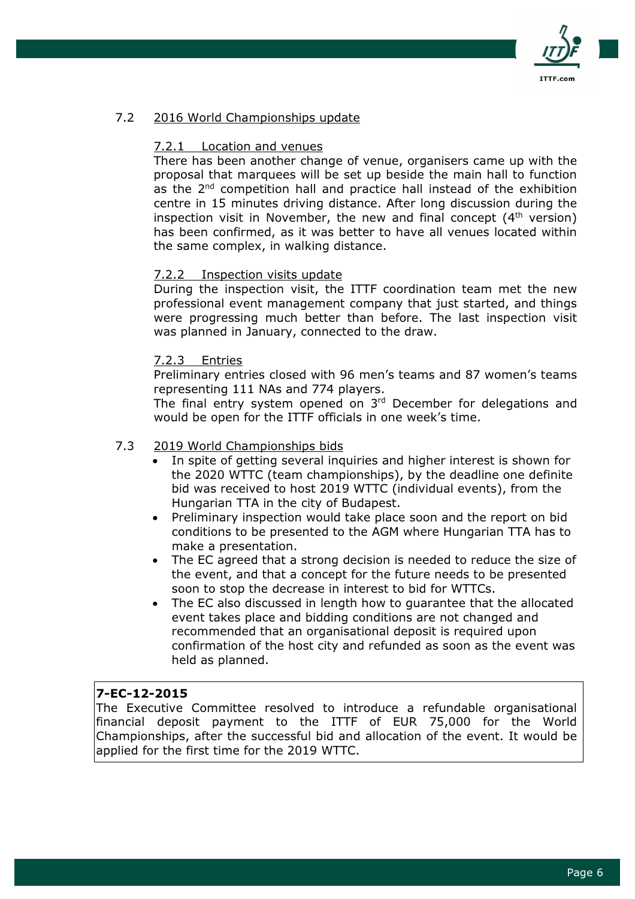## 7.2 2016 World Championships update

### 7.2.1 Location and venues

There has been another change of venue, organisers came up with the proposal that marquees will be set up beside the main hall to function as the 2nd competition hall and practice hall instead of the exhibition centre in 15 minutes driving distance. After long discussion during the inspection visit in November, the new and final concept (4th version) has been confirmed, as it was better to have all venues located within the same complex, in walking distance.

### 7.2.2 Inspection visits update

During the inspection visit, the ITTF coordination team met the new professional event management company that just started, and things were progressing much better than before. The last inspection visit was planned in January, connected to the draw.

### 7.2.3 Entries

Preliminary entries closed with 96 men's teams and 87 women's teams representing 111 NAs and 774 players.
The final entry system opened on 3rd December for delegations and would be open for the ITTF officials in one week's time.

## 7.3 2019 World Championships bids

- In spite of getting several inquiries and higher interest is shown for the 2020 WTTC (team championships), by the deadline one definite bid was received to host 2019 WTTC (individual events), from the Hungarian TTA in the city of Budapest.
- Preliminary inspection would take place soon and the report on bid conditions to be presented to the AGM where Hungarian TTA has to make a presentation.
- The EC agreed that a strong decision is needed to reduce the size of the event, and that a concept for the future needs to be presented soon to stop the decrease in interest to bid for WTTCs.
- The EC also discussed in length how to guarantee that the allocated event takes place and bidding conditions are not changed and recommended that an organisational deposit is required upon confirmation of the host city and refunded as soon as the event was held as planned.

**7-EC-12-2015**
The Executive Committee resolved to introduce a refundable organisational financial deposit payment to the ITTF of EUR 75,000 for the World Championships, after the successful bid and allocation of the event. It would be applied for the first time for the 2019 WTTC.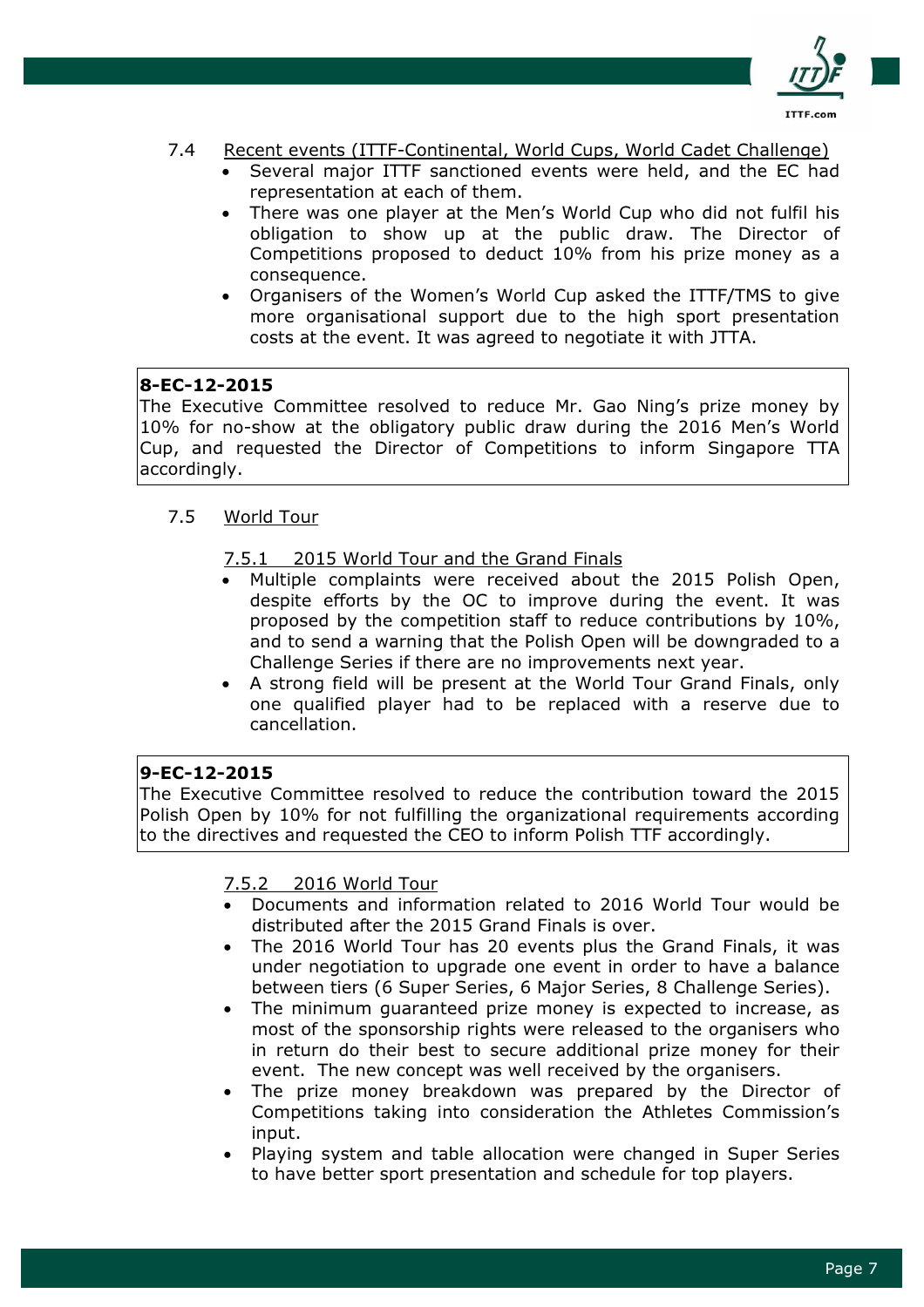7.4 Recent events (ITTF-Continental, World Cups, World Cadet Challenge)

- Several major ITTF sanctioned events were held, and the EC had representation at each of them.
- There was one player at the Men's World Cup who did not fulfil his obligation to show up at the public draw. The Director of Competitions proposed to deduct 10% from his prize money as a consequence.
- Organisers of the Women's World Cup asked the ITTF/TMS to give more organisational support due to the high sport presentation costs at the event. It was agreed to negotiate it with JTTA.

**8-EC-12-2015**
The Executive Committee resolved to reduce Mr. Gao Ning's prize money by 10% for no-show at the obligatory public draw during the 2016 Men's World Cup, and requested the Director of Competitions to inform Singapore TTA accordingly.

7.5 World Tour

7.5.1 2015 World Tour and the Grand Finals

- Multiple complaints were received about the 2015 Polish Open, despite efforts by the OC to improve during the event. It was proposed by the competition staff to reduce contributions by 10%, and to send a warning that the Polish Open will be downgraded to a Challenge Series if there are no improvements next year.
- A strong field will be present at the World Tour Grand Finals, only one qualified player had to be replaced with a reserve due to cancellation.

**9-EC-12-2015**
The Executive Committee resolved to reduce the contribution toward the 2015 Polish Open by 10% for not fulfilling the organizational requirements according to the directives and requested the CEO to inform Polish TTF accordingly.

7.5.2 2016 World Tour

- Documents and information related to 2016 World Tour would be distributed after the 2015 Grand Finals is over.
- The 2016 World Tour has 20 events plus the Grand Finals, it was under negotiation to upgrade one event in order to have a balance between tiers (6 Super Series, 6 Major Series, 8 Challenge Series).
- The minimum guaranteed prize money is expected to increase, as most of the sponsorship rights were released to the organisers who in return do their best to secure additional prize money for their event. The new concept was well received by the organisers.
- The prize money breakdown was prepared by the Director of Competitions taking into consideration the Athletes Commission's input.
- Playing system and table allocation were changed in Super Series to have better sport presentation and schedule for top players.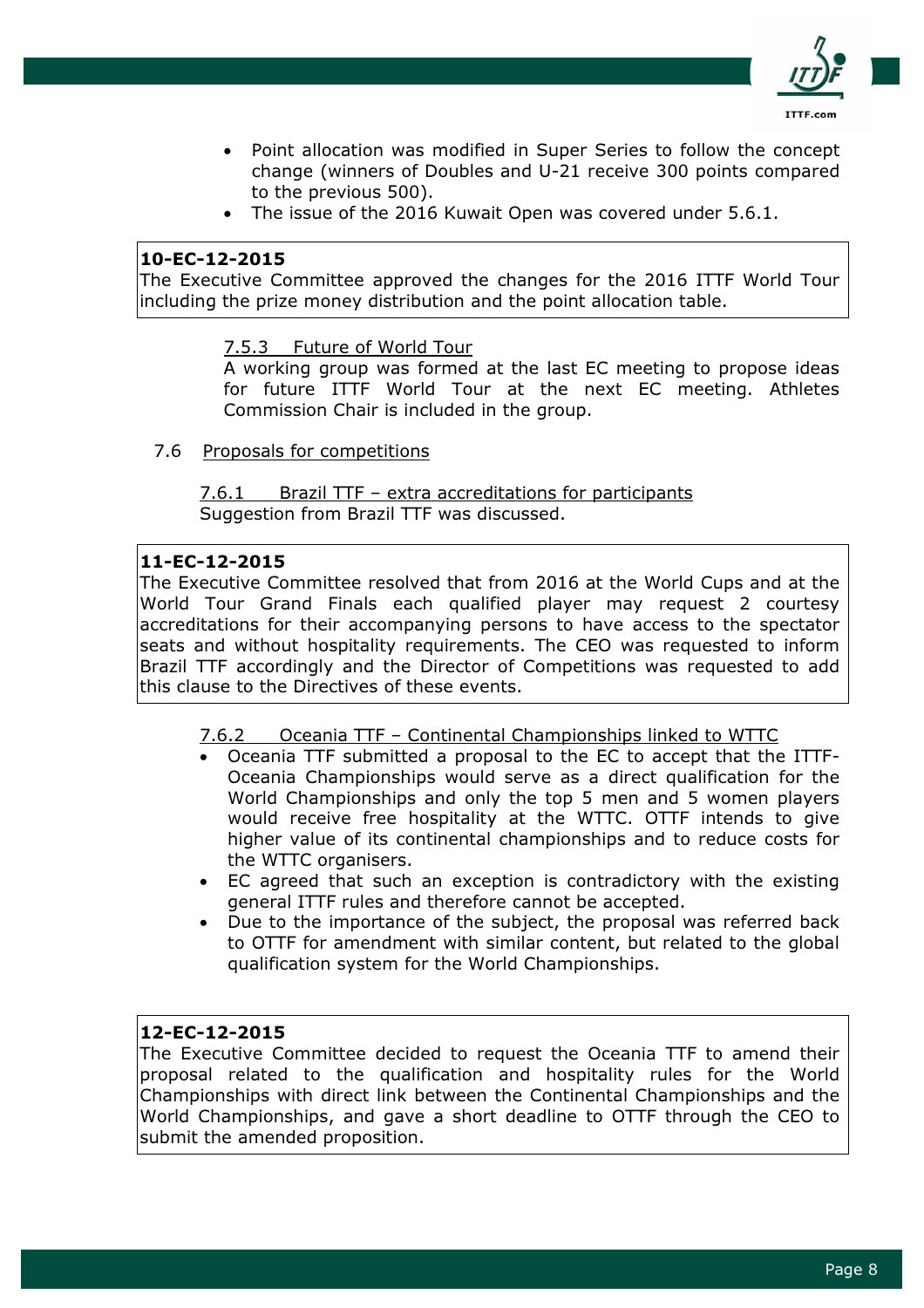- Point allocation was modified in Super Series to follow the concept change (winners of Doubles and U-21 receive 300 points compared to the previous 500).
- The issue of the 2016 Kuwait Open was covered under 5.6.1.

**10-EC-12-2015**
The Executive Committee approved the changes for the 2016 ITTF World Tour including the prize money distribution and the point allocation table.

7.5.3 Future of World Tour
A working group was formed at the last EC meeting to propose ideas for future ITTF World Tour at the next EC meeting. Athletes Commission Chair is included in the group.

7.6 Proposals for competitions

7.6.1 Brazil TTF – extra accreditations for participants
Suggestion from Brazil TTF was discussed.

**11-EC-12-2015**
The Executive Committee resolved that from 2016 at the World Cups and at the World Tour Grand Finals each qualified player may request 2 courtesy accreditations for their accompanying persons to have access to the spectator seats and without hospitality requirements. The CEO was requested to inform Brazil TTF accordingly and the Director of Competitions was requested to add this clause to the Directives of these events.

7.6.2 Oceania TTF – Continental Championships linked to WTTC

- Oceania TTF submitted a proposal to the EC to accept that the ITTF-Oceania Championships would serve as a direct qualification for the World Championships and only the top 5 men and 5 women players would receive free hospitality at the WTTC. OTTF intends to give higher value of its continental championships and to reduce costs for the WTTC organisers.
- EC agreed that such an exception is contradictory with the existing general ITTF rules and therefore cannot be accepted.
- Due to the importance of the subject, the proposal was referred back to OTTF for amendment with similar content, but related to the global qualification system for the World Championships.

**12-EC-12-2015**
The Executive Committee decided to request the Oceania TTF to amend their proposal related to the qualification and hospitality rules for the World Championships with direct link between the Continental Championships and the World Championships, and gave a short deadline to OTTF through the CEO to submit the amended proposition.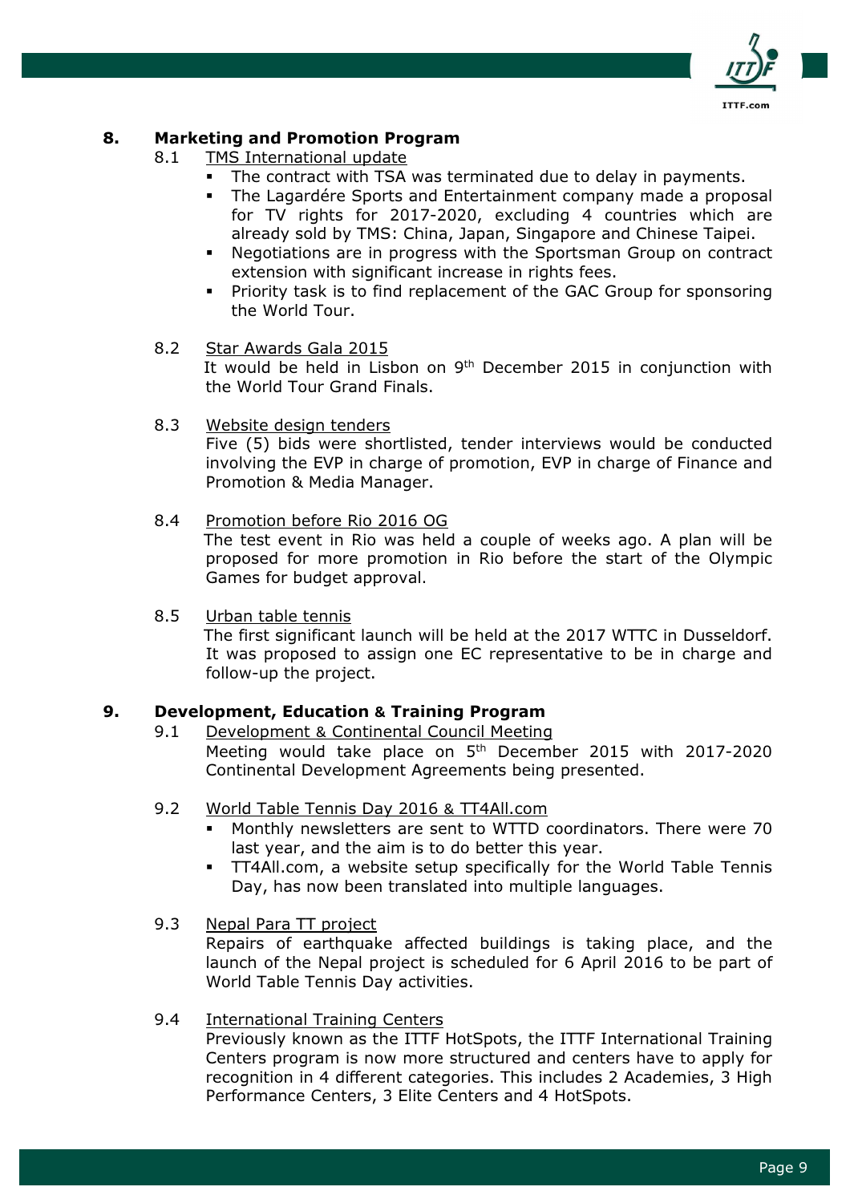## 8. Marketing and Promotion Program

### 8.1 TMS International update

- The contract with TSA was terminated due to delay in payments.
- The Lagardére Sports and Entertainment company made a proposal for TV rights for 2017-2020, excluding 4 countries which are already sold by TMS: China, Japan, Singapore and Chinese Taipei.
- Negotiations are in progress with the Sportsman Group on contract extension with significant increase in rights fees.
- Priority task is to find replacement of the GAC Group for sponsoring the World Tour.

### 8.2 Star Awards Gala 2015

It would be held in Lisbon on 9th December 2015 in conjunction with the World Tour Grand Finals.

### 8.3 Website design tenders

Five (5) bids were shortlisted, tender interviews would be conducted involving the EVP in charge of promotion, EVP in charge of Finance and Promotion & Media Manager.

### 8.4 Promotion before Rio 2016 OG

The test event in Rio was held a couple of weeks ago. A plan will be proposed for more promotion in Rio before the start of the Olympic Games for budget approval.

### 8.5 Urban table tennis

The first significant launch will be held at the 2017 WTTC in Dusseldorf. It was proposed to assign one EC representative to be in charge and follow-up the project.

## 9. Development, Education & Training Program

### 9.1 Development & Continental Council Meeting

Meeting would take place on 5th December 2015 with 2017-2020 Continental Development Agreements being presented.

### 9.2 World Table Tennis Day 2016 & TT4All.com

- Monthly newsletters are sent to WTTD coordinators. There were 70 last year, and the aim is to do better this year.
- TT4All.com, a website setup specifically for the World Table Tennis Day, has now been translated into multiple languages.

### 9.3 Nepal Para TT project

Repairs of earthquake affected buildings is taking place, and the launch of the Nepal project is scheduled for 6 April 2016 to be part of World Table Tennis Day activities.

### 9.4 International Training Centers

Previously known as the ITTF HotSpots, the ITTF International Training Centers program is now more structured and centers have to apply for recognition in 4 different categories. This includes 2 Academies, 3 High Performance Centers, 3 Elite Centers and 4 HotSpots.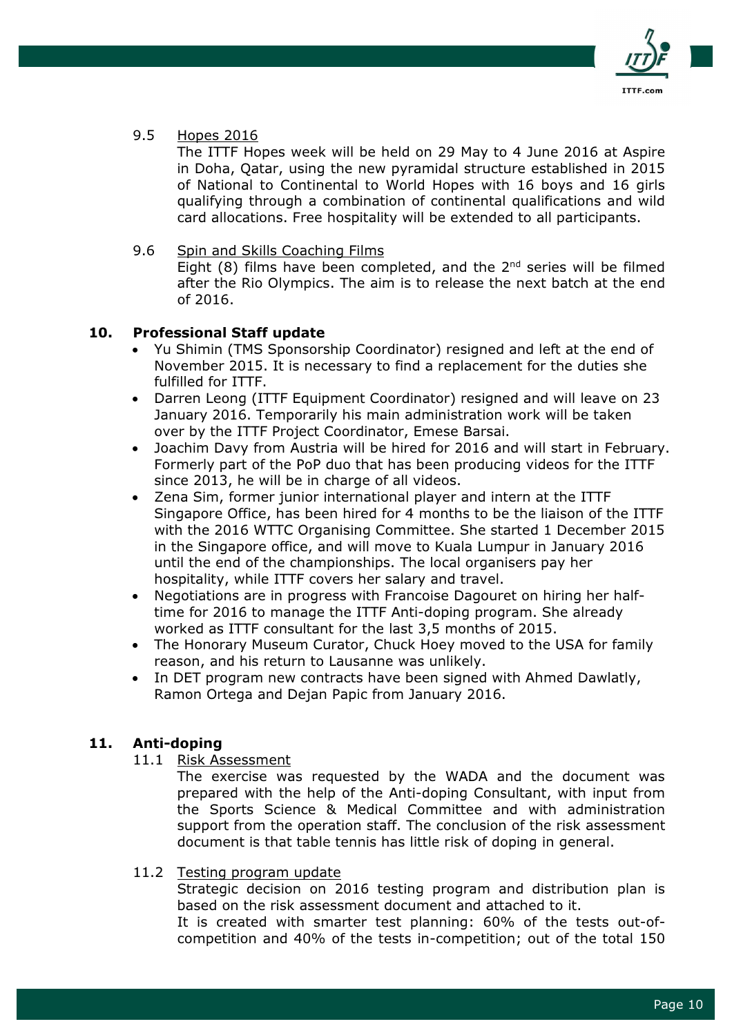9.5 Hopes 2016

The ITTF Hopes week will be held on 29 May to 4 June 2016 at Aspire in Doha, Qatar, using the new pyramidal structure established in 2015 of National to Continental to World Hopes with 16 boys and 16 girls qualifying through a combination of continental qualifications and wild card allocations. Free hospitality will be extended to all participants.

9.6 Spin and Skills Coaching Films

Eight (8) films have been completed, and the 2nd series will be filmed after the Rio Olympics. The aim is to release the next batch at the end of 2016.

## 10. Professional Staff update

- Yu Shimin (TMS Sponsorship Coordinator) resigned and left at the end of November 2015. It is necessary to find a replacement for the duties she fulfilled for ITTF.
- Darren Leong (ITTF Equipment Coordinator) resigned and will leave on 23 January 2016. Temporarily his main administration work will be taken over by the ITTF Project Coordinator, Emese Barsai.
- Joachim Davy from Austria will be hired for 2016 and will start in February. Formerly part of the PoP duo that has been producing videos for the ITTF since 2013, he will be in charge of all videos.
- Zena Sim, former junior international player and intern at the ITTF Singapore Office, has been hired for 4 months to be the liaison of the ITTF with the 2016 WTTC Organising Committee. She started 1 December 2015 in the Singapore office, and will move to Kuala Lumpur in January 2016 until the end of the championships. The local organisers pay her hospitality, while ITTF covers her salary and travel.
- Negotiations are in progress with Francoise Dagouret on hiring her half-time for 2016 to manage the ITTF Anti-doping program. She already worked as ITTF consultant for the last 3,5 months of 2015.
- The Honorary Museum Curator, Chuck Hoey moved to the USA for family reason, and his return to Lausanne was unlikely.
- In DET program new contracts have been signed with Ahmed Dawlatly, Ramon Ortega and Dejan Papic from January 2016.

## 11. Anti-doping

11.1 Risk Assessment

The exercise was requested by the WADA and the document was prepared with the help of the Anti-doping Consultant, with input from the Sports Science & Medical Committee and with administration support from the operation staff. The conclusion of the risk assessment document is that table tennis has little risk of doping in general.

11.2 Testing program update

Strategic decision on 2016 testing program and distribution plan is based on the risk assessment document and attached to it.
It is created with smarter test planning: 60% of the tests out-of-competition and 40% of the tests in-competition; out of the total 150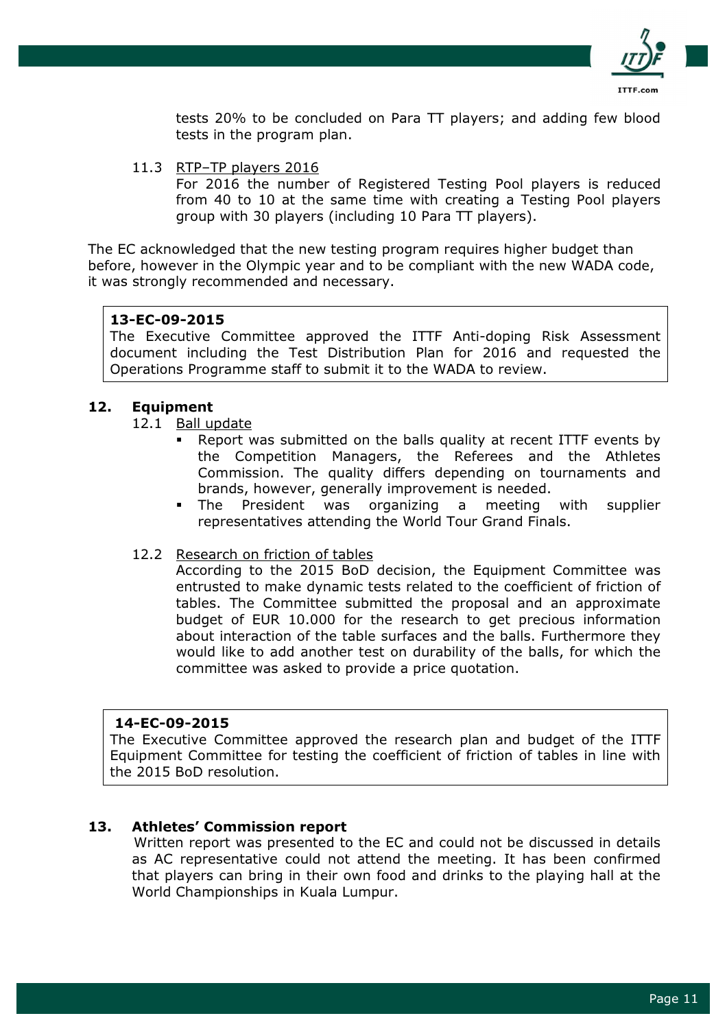tests 20% to be concluded on Para TT players; and adding few blood tests in the program plan.

11.3 RTP–TP players 2016

For 2016 the number of Registered Testing Pool players is reduced from 40 to 10 at the same time with creating a Testing Pool players group with 30 players (including 10 Para TT players).

The EC acknowledged that the new testing program requires higher budget than before, however in the Olympic year and to be compliant with the new WADA code, it was strongly recommended and necessary.

> **13-EC-09-2015**
> The Executive Committee approved the ITTF Anti-doping Risk Assessment document including the Test Distribution Plan for 2016 and requested the Operations Programme staff to submit it to the WADA to review.

## 12. Equipment

12.1 Ball update

- Report was submitted on the balls quality at recent ITTF events by the Competition Managers, the Referees and the Athletes Commission. The quality differs depending on tournaments and brands, however, generally improvement is needed.
- The President was organizing a meeting with supplier representatives attending the World Tour Grand Finals.

12.2 Research on friction of tables

According to the 2015 BoD decision, the Equipment Committee was entrusted to make dynamic tests related to the coefficient of friction of tables. The Committee submitted the proposal and an approximate budget of EUR 10.000 for the research to get precious information about interaction of the table surfaces and the balls. Furthermore they would like to add another test on durability of the balls, for which the committee was asked to provide a price quotation.

> **14-EC-09-2015**
> The Executive Committee approved the research plan and budget of the ITTF Equipment Committee for testing the coefficient of friction of tables in line with the 2015 BoD resolution.

## 13. Athletes' Commission report

Written report was presented to the EC and could not be discussed in details as AC representative could not attend the meeting. It has been confirmed that players can bring in their own food and drinks to the playing hall at the World Championships in Kuala Lumpur.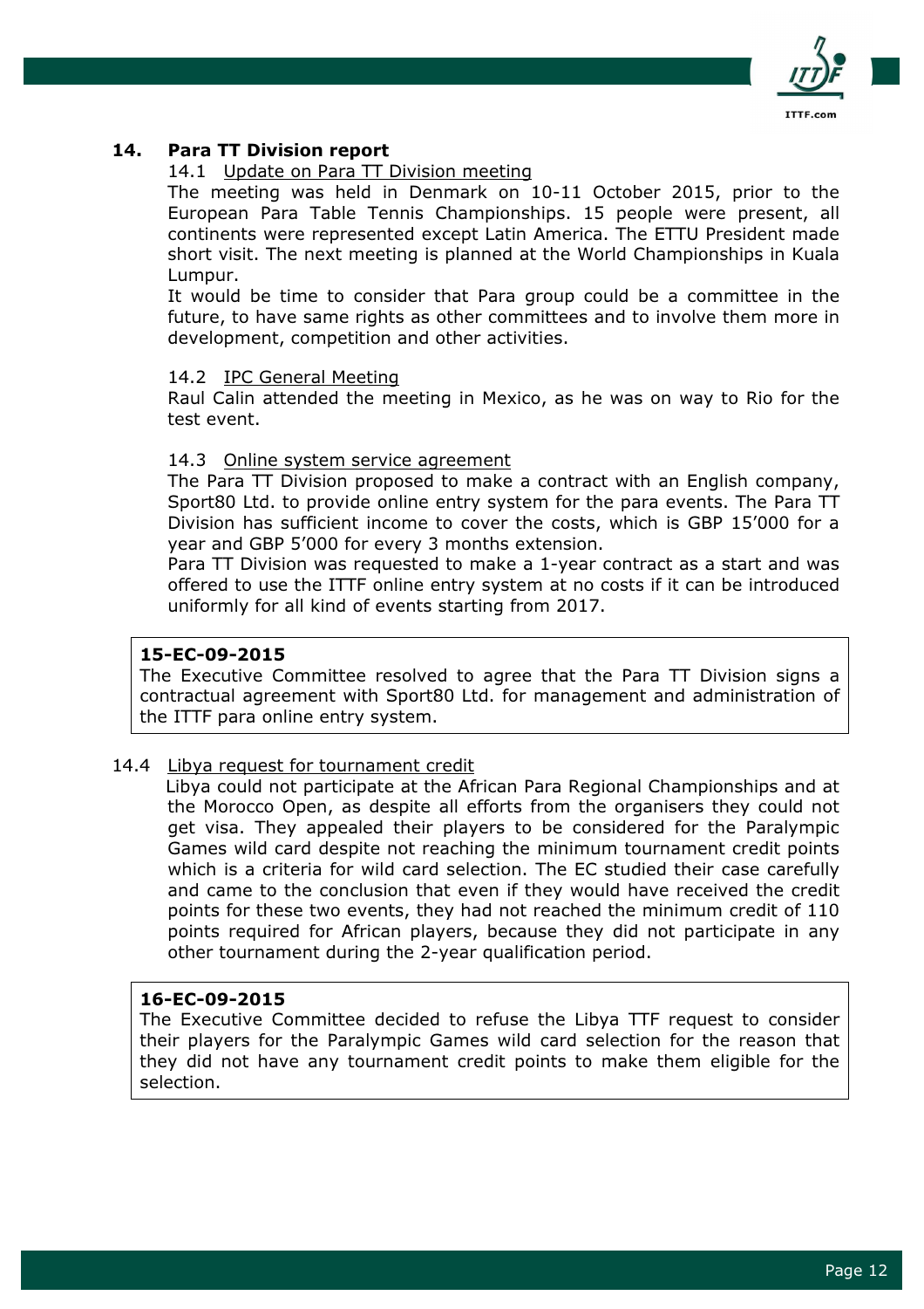## 14. Para TT Division report

### 14.1 Update on Para TT Division meeting

The meeting was held in Denmark on 10-11 October 2015, prior to the European Para Table Tennis Championships. 15 people were present, all continents were represented except Latin America. The ETTU President made short visit. The next meeting is planned at the World Championships in Kuala Lumpur.

It would be time to consider that Para group could be a committee in the future, to have same rights as other committees and to involve them more in development, competition and other activities.

### 14.2 IPC General Meeting

Raul Calin attended the meeting in Mexico, as he was on way to Rio for the test event.

### 14.3 Online system service agreement

The Para TT Division proposed to make a contract with an English company, Sport80 Ltd. to provide online entry system for the para events. The Para TT Division has sufficient income to cover the costs, which is GBP 15'000 for a year and GBP 5'000 for every 3 months extension.

Para TT Division was requested to make a 1-year contract as a start and was offered to use the ITTF online entry system at no costs if it can be introduced uniformly for all kind of events starting from 2017.

> **15-EC-09-2015**
> The Executive Committee resolved to agree that the Para TT Division signs a contractual agreement with Sport80 Ltd. for management and administration of the ITTF para online entry system.

### 14.4 Libya request for tournament credit

Libya could not participate at the African Para Regional Championships and at the Morocco Open, as despite all efforts from the organisers they could not get visa. They appealed their players to be considered for the Paralympic Games wild card despite not reaching the minimum tournament credit points which is a criteria for wild card selection. The EC studied their case carefully and came to the conclusion that even if they would have received the credit points for these two events, they had not reached the minimum credit of 110 points required for African players, because they did not participate in any other tournament during the 2-year qualification period.

> **16-EC-09-2015**
> The Executive Committee decided to refuse the Libya TTF request to consider their players for the Paralympic Games wild card selection for the reason that they did not have any tournament credit points to make them eligible for the selection.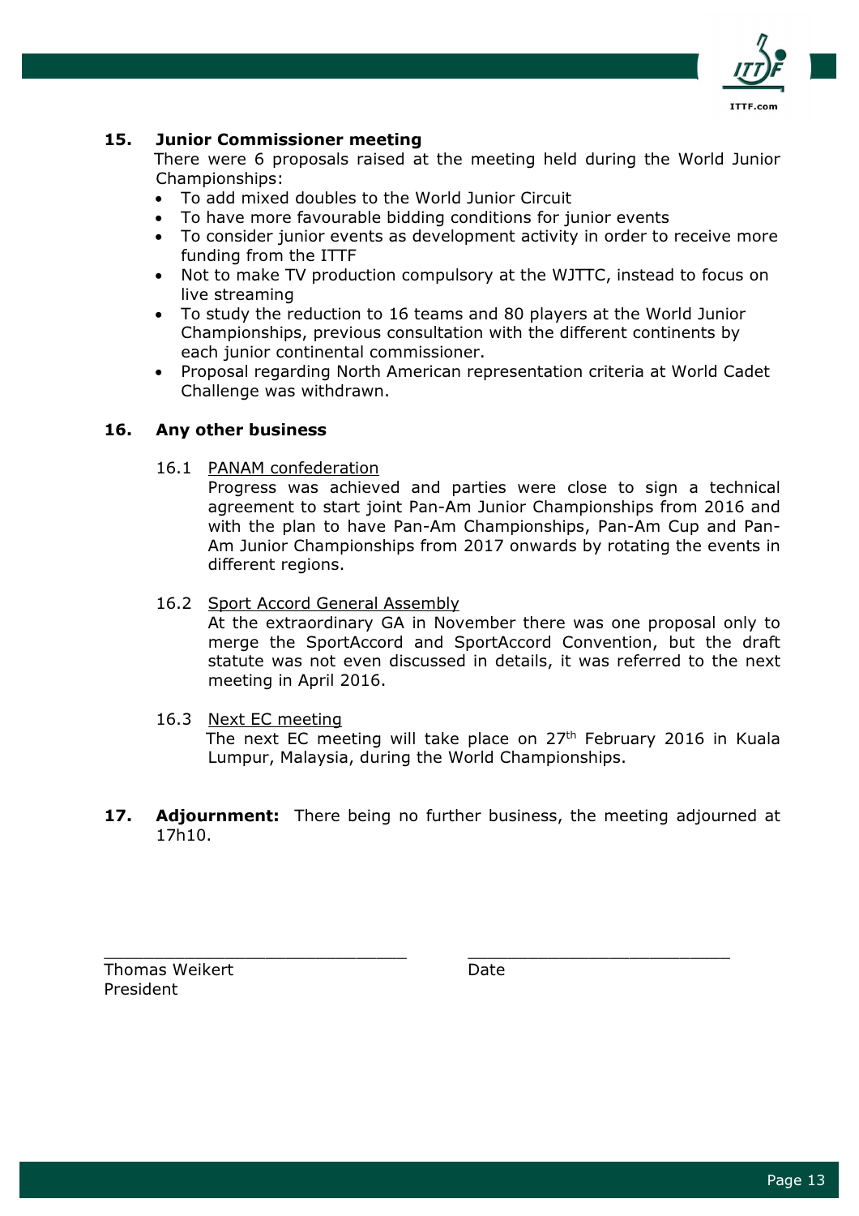**15. Junior Commissioner meeting**

There were 6 proposals raised at the meeting held during the World Junior Championships:

- To add mixed doubles to the World Junior Circuit
- To have more favourable bidding conditions for junior events
- To consider junior events as development activity in order to receive more funding from the ITTF
- Not to make TV production compulsory at the WJTTC, instead to focus on live streaming
- To study the reduction to 16 teams and 80 players at the World Junior Championships, previous consultation with the different continents by each junior continental commissioner.
- Proposal regarding North American representation criteria at World Cadet Challenge was withdrawn.

**16. Any other business**

16.1 PANAM confederation

Progress was achieved and parties were close to sign a technical agreement to start joint Pan-Am Junior Championships from 2016 and with the plan to have Pan-Am Championships, Pan-Am Cup and Pan-Am Junior Championships from 2017 onwards by rotating the events in different regions.

16.2 Sport Accord General Assembly

At the extraordinary GA in November there was one proposal only to merge the SportAccord and SportAccord Convention, but the draft statute was not even discussed in details, it was referred to the next meeting in April 2016.

16.3 Next EC meeting

The next EC meeting will take place on 27th February 2016 in Kuala Lumpur, Malaysia, during the World Championships.

**17. Adjournment:** There being no further business, the meeting adjourned at 17h10.

\_\_\_\_\_\_\_\_\_\_\_\_\_\_\_\_\_\_\_\_\_\_\_\_\_\_\_\_\_\_ \_\_\_\_\_\_\_\_\_\_\_\_\_\_\_\_\_\_\_\_\_\_\_\_\_\_

Thomas Weikert Date

President